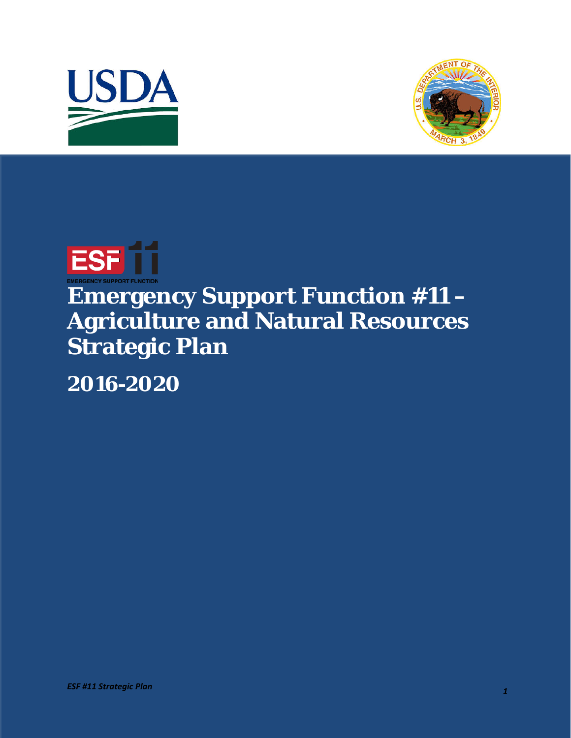# Emergency Support Function #11 – Agriculture and Natural Resources Strategic Plan

## 2016-2020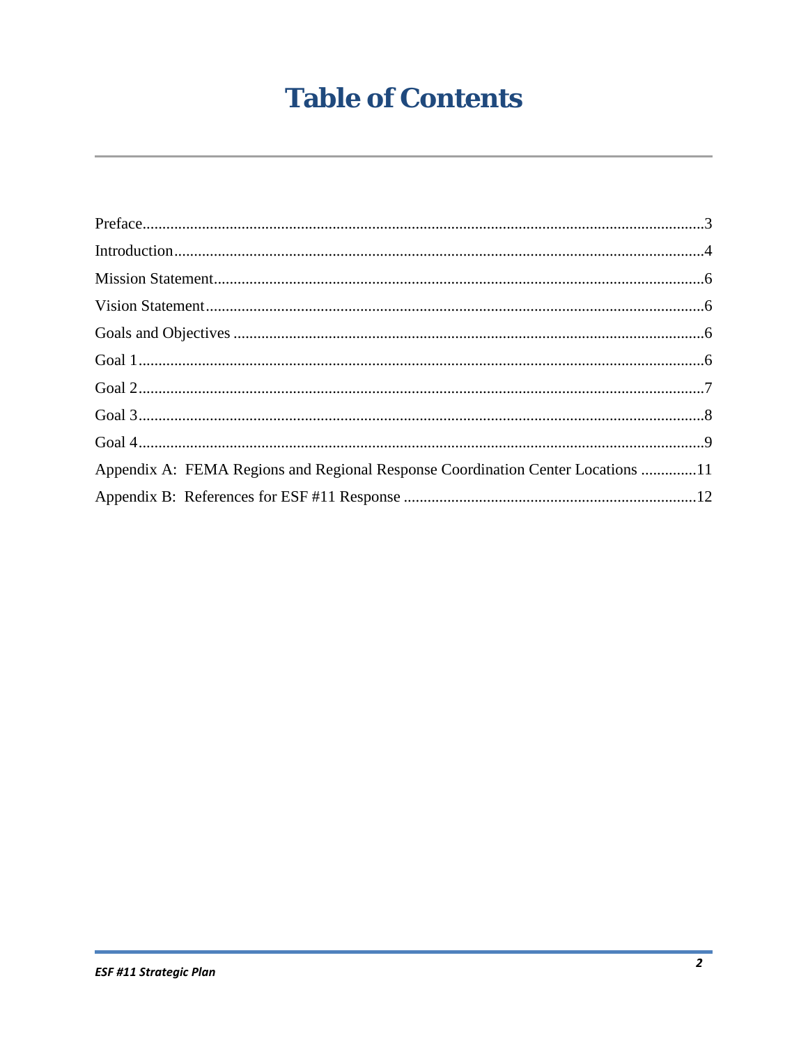# Table of Contents

Preface........................................................................................................................................3

Introduction.................................................................................................................................4

Mission Statement........................................................................................................................6

Vision Statement..........................................................................................................................6

Goals and Objectives ...................................................................................................................6

Goal 1..........................................................................................................................................6

Goal 2..........................................................................................................................................7

Goal 3..........................................................................................................................................8

Goal 4..........................................................................................................................................9

Appendix A: FEMA Regions and Regional Response Coordination Center Locations ..............11

Appendix B: References for ESF #11 Response ........................................................................12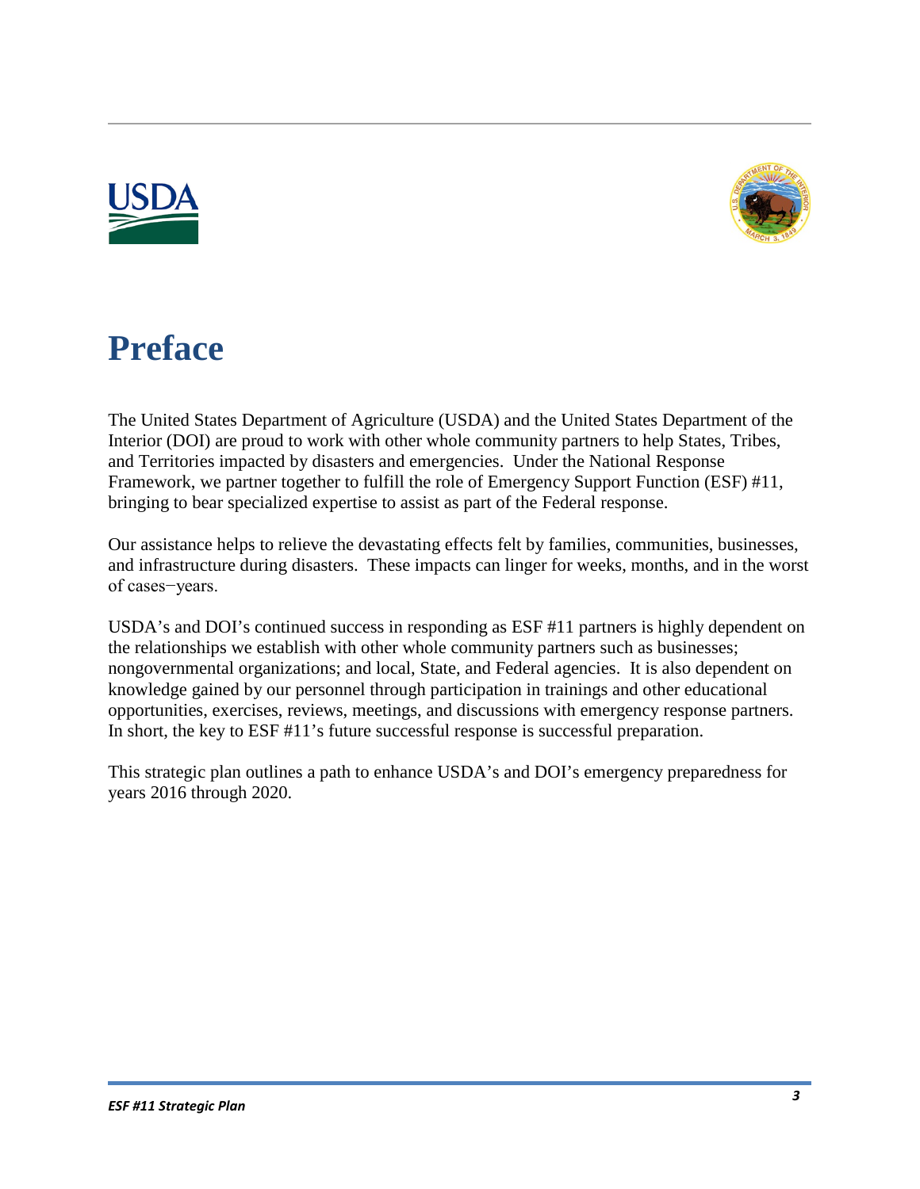# Preface

The United States Department of Agriculture (USDA) and the United States Department of the Interior (DOI) are proud to work with other whole community partners to help States, Tribes, and Territories impacted by disasters and emergencies. Under the National Response Framework, we partner together to fulfill the role of Emergency Support Function (ESF) #11, bringing to bear specialized expertise to assist as part of the Federal response.

Our assistance helps to relieve the devastating effects felt by families, communities, businesses, and infrastructure during disasters. These impacts can linger for weeks, months, and in the worst of cases−years.

USDA's and DOI's continued success in responding as ESF #11 partners is highly dependent on the relationships we establish with other whole community partners such as businesses; nongovernmental organizations; and local, State, and Federal agencies. It is also dependent on knowledge gained by our personnel through participation in trainings and other educational opportunities, exercises, reviews, meetings, and discussions with emergency response partners. In short, the key to ESF #11's future successful response is successful preparation.

This strategic plan outlines a path to enhance USDA's and DOI's emergency preparedness for years 2016 through 2020.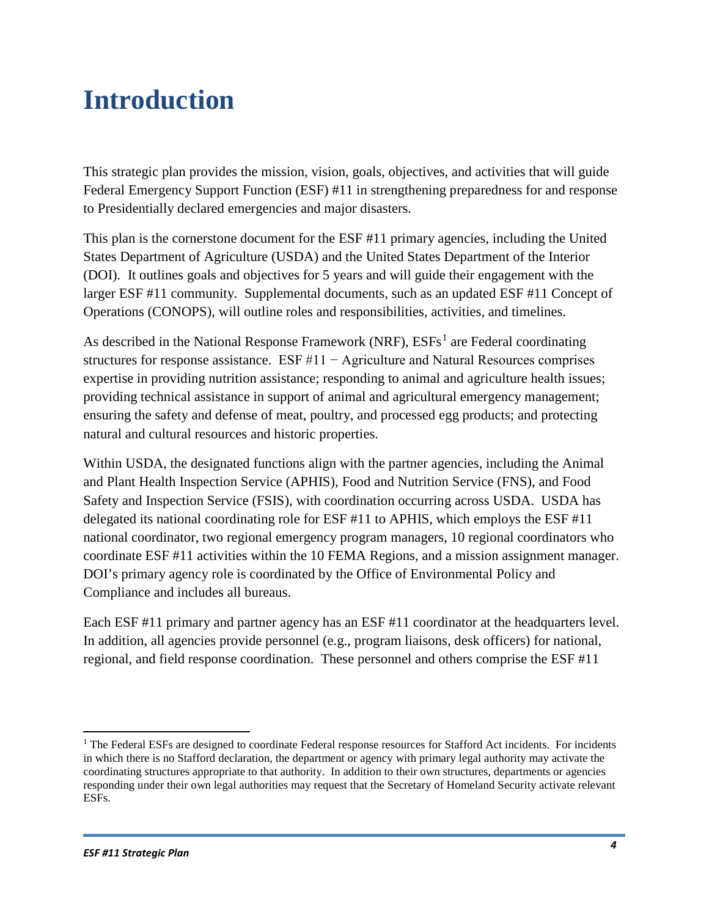# Introduction

This strategic plan provides the mission, vision, goals, objectives, and activities that will guide Federal Emergency Support Function (ESF) #11 in strengthening preparedness for and response to Presidentially declared emergencies and major disasters.

This plan is the cornerstone document for the ESF #11 primary agencies, including the United States Department of Agriculture (USDA) and the United States Department of the Interior (DOI). It outlines goals and objectives for 5 years and will guide their engagement with the larger ESF #11 community. Supplemental documents, such as an updated ESF #11 Concept of Operations (CONOPS), will outline roles and responsibilities, activities, and timelines.

As described in the National Response Framework (NRF), ESFs[1] are Federal coordinating structures for response assistance. ESF #11 − Agriculture and Natural Resources comprises expertise in providing nutrition assistance; responding to animal and agriculture health issues; providing technical assistance in support of animal and agricultural emergency management; ensuring the safety and defense of meat, poultry, and processed egg products; and protecting natural and cultural resources and historic properties.

Within USDA, the designated functions align with the partner agencies, including the Animal and Plant Health Inspection Service (APHIS), Food and Nutrition Service (FNS), and Food Safety and Inspection Service (FSIS), with coordination occurring across USDA. USDA has delegated its national coordinating role for ESF #11 to APHIS, which employs the ESF #11 national coordinator, two regional emergency program managers, 10 regional coordinators who coordinate ESF #11 activities within the 10 FEMA Regions, and a mission assignment manager. DOI's primary agency role is coordinated by the Office of Environmental Policy and Compliance and includes all bureaus.

Each ESF #11 primary and partner agency has an ESF #11 coordinator at the headquarters level. In addition, all agencies provide personnel (e.g., program liaisons, desk officers) for national, regional, and field response coordination. These personnel and others comprise the ESF #11

[1] The Federal ESFs are designed to coordinate Federal response resources for Stafford Act incidents. For incidents in which there is no Stafford declaration, the department or agency with primary legal authority may activate the coordinating structures appropriate to that authority. In addition to their own structures, departments or agencies responding under their own legal authorities may request that the Secretary of Homeland Security activate relevant ESFs.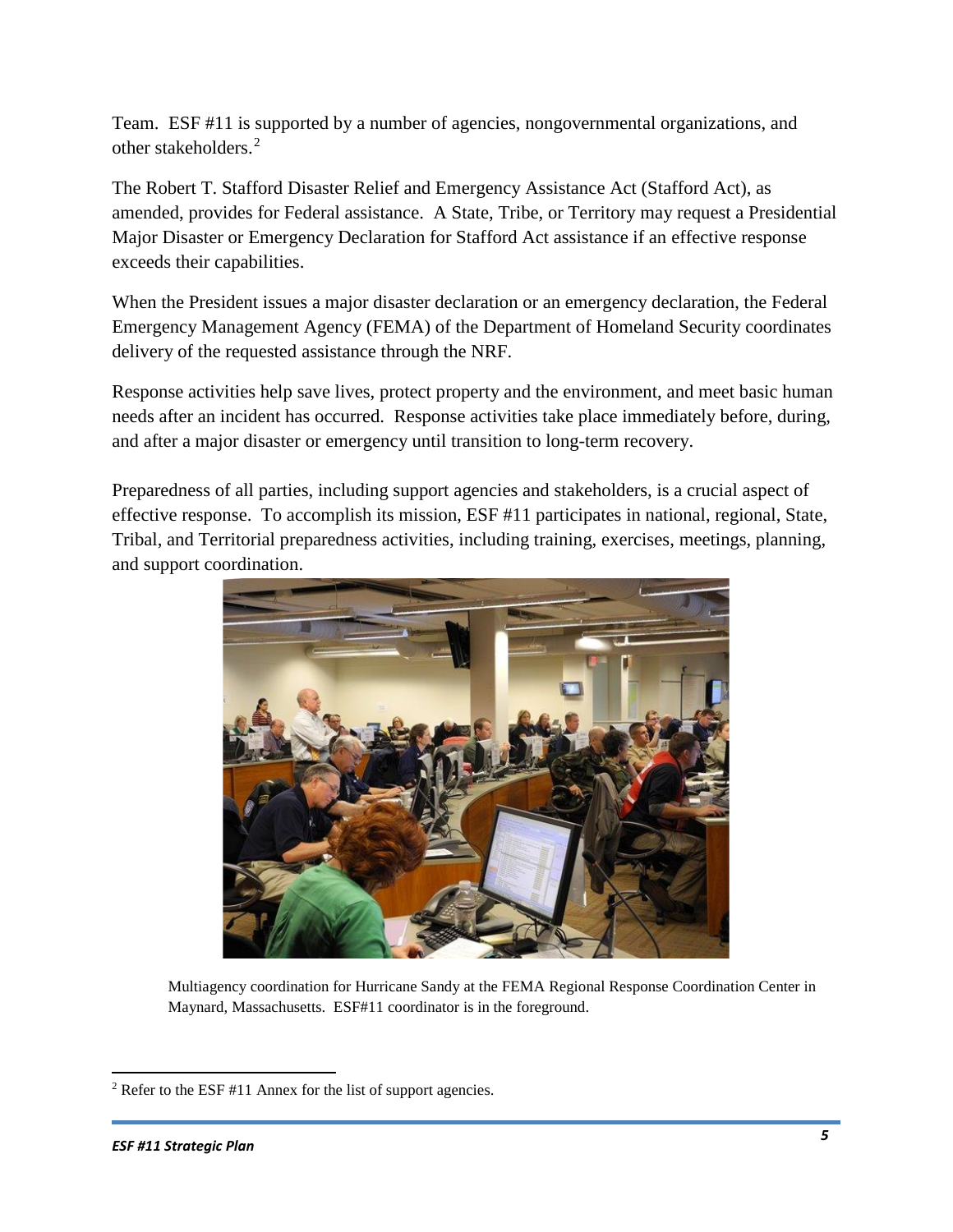Team. ESF #11 is supported by a number of agencies, nongovernmental organizations, and other stakeholders.[2]

The Robert T. Stafford Disaster Relief and Emergency Assistance Act (Stafford Act), as amended, provides for Federal assistance. A State, Tribe, or Territory may request a Presidential Major Disaster or Emergency Declaration for Stafford Act assistance if an effective response exceeds their capabilities.

When the President issues a major disaster declaration or an emergency declaration, the Federal Emergency Management Agency (FEMA) of the Department of Homeland Security coordinates delivery of the requested assistance through the NRF.

Response activities help save lives, protect property and the environment, and meet basic human needs after an incident has occurred. Response activities take place immediately before, during, and after a major disaster or emergency until transition to long-term recovery.

Preparedness of all parties, including support agencies and stakeholders, is a crucial aspect of effective response. To accomplish its mission, ESF #11 participates in national, regional, State, Tribal, and Territorial preparedness activities, including training, exercises, meetings, planning, and support coordination.

Multiagency coordination for Hurricane Sandy at the FEMA Regional Response Coordination Center in Maynard, Massachusetts. ESF#11 coordinator is in the foreground.

[2] Refer to the ESF #11 Annex for the list of support agencies.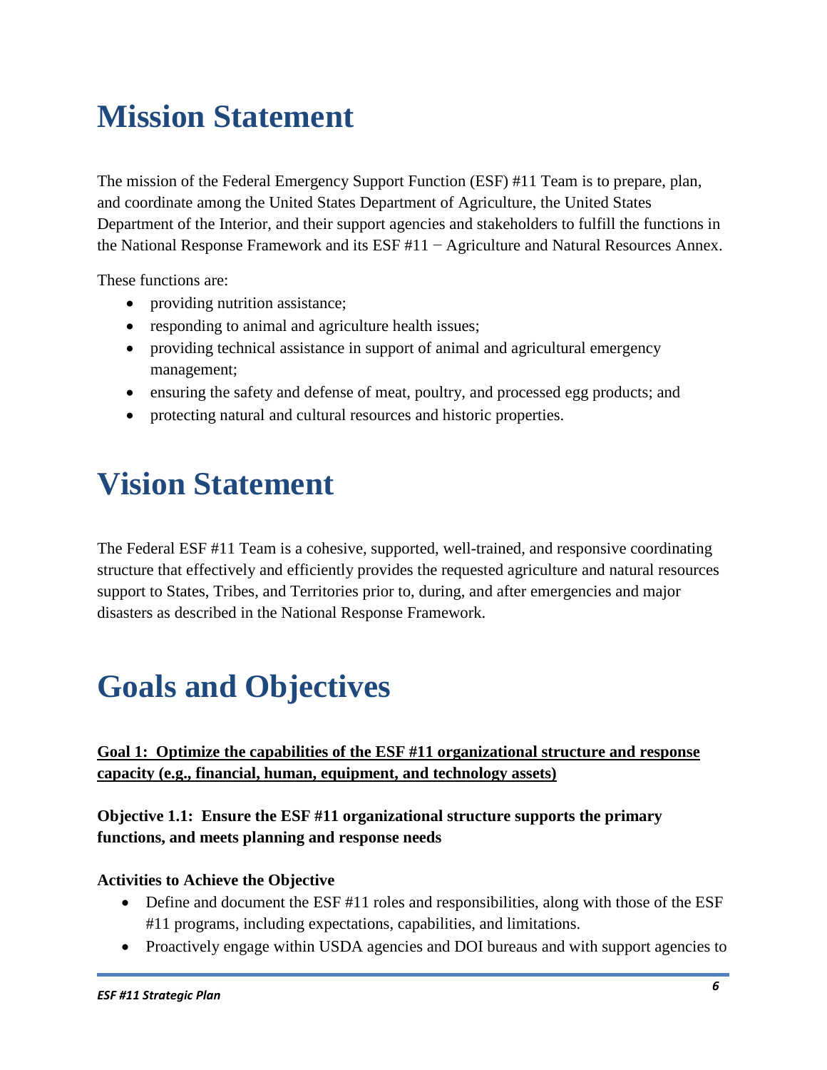# Mission Statement

The mission of the Federal Emergency Support Function (ESF) #11 Team is to prepare, plan, and coordinate among the United States Department of Agriculture, the United States Department of the Interior, and their support agencies and stakeholders to fulfill the functions in the National Response Framework and its ESF #11 − Agriculture and Natural Resources Annex.

These functions are:

- providing nutrition assistance;
- responding to animal and agriculture health issues;
- providing technical assistance in support of animal and agricultural emergency management;
- ensuring the safety and defense of meat, poultry, and processed egg products; and
- protecting natural and cultural resources and historic properties.

# Vision Statement

The Federal ESF #11 Team is a cohesive, supported, well-trained, and responsive coordinating structure that effectively and efficiently provides the requested agriculture and natural resources support to States, Tribes, and Territories prior to, during, and after emergencies and major disasters as described in the National Response Framework.

# Goals and Objectives

**Goal 1: Optimize the capabilities of the ESF #11 organizational structure and response capacity (e.g., financial, human, equipment, and technology assets)**

**Objective 1.1: Ensure the ESF #11 organizational structure supports the primary functions, and meets planning and response needs**

**Activities to Achieve the Objective**

- Define and document the ESF #11 roles and responsibilities, along with those of the ESF #11 programs, including expectations, capabilities, and limitations.
- Proactively engage within USDA agencies and DOI bureaus and with support agencies to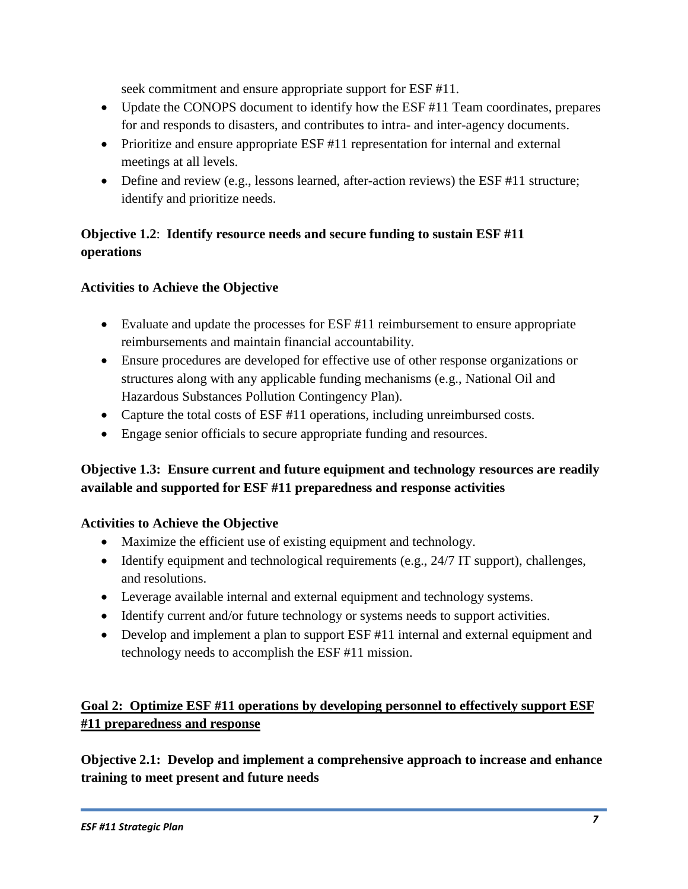seek commitment and ensure appropriate support for ESF #11.

- Update the CONOPS document to identify how the ESF #11 Team coordinates, prepares for and responds to disasters, and contributes to intra- and inter-agency documents.
- Prioritize and ensure appropriate ESF #11 representation for internal and external meetings at all levels.
- Define and review (e.g., lessons learned, after-action reviews) the ESF #11 structure; identify and prioritize needs.

**Objective 1.2**: **Identify resource needs and secure funding to sustain ESF #11 operations**

**Activities to Achieve the Objective**

- Evaluate and update the processes for ESF #11 reimbursement to ensure appropriate reimbursements and maintain financial accountability.
- Ensure procedures are developed for effective use of other response organizations or structures along with any applicable funding mechanisms (e.g., National Oil and Hazardous Substances Pollution Contingency Plan).
- Capture the total costs of ESF #11 operations, including unreimbursed costs.
- Engage senior officials to secure appropriate funding and resources.

**Objective 1.3: Ensure current and future equipment and technology resources are readily available and supported for ESF #11 preparedness and response activities**

**Activities to Achieve the Objective**

- Maximize the efficient use of existing equipment and technology.
- Identify equipment and technological requirements (e.g., 24/7 IT support), challenges, and resolutions.
- Leverage available internal and external equipment and technology systems.
- Identify current and/or future technology or systems needs to support activities.
- Develop and implement a plan to support ESF #11 internal and external equipment and technology needs to accomplish the ESF #11 mission.

## Goal 2: Optimize ESF #11 operations by developing personnel to effectively support ESF #11 preparedness and response

**Objective 2.1: Develop and implement a comprehensive approach to increase and enhance training to meet present and future needs**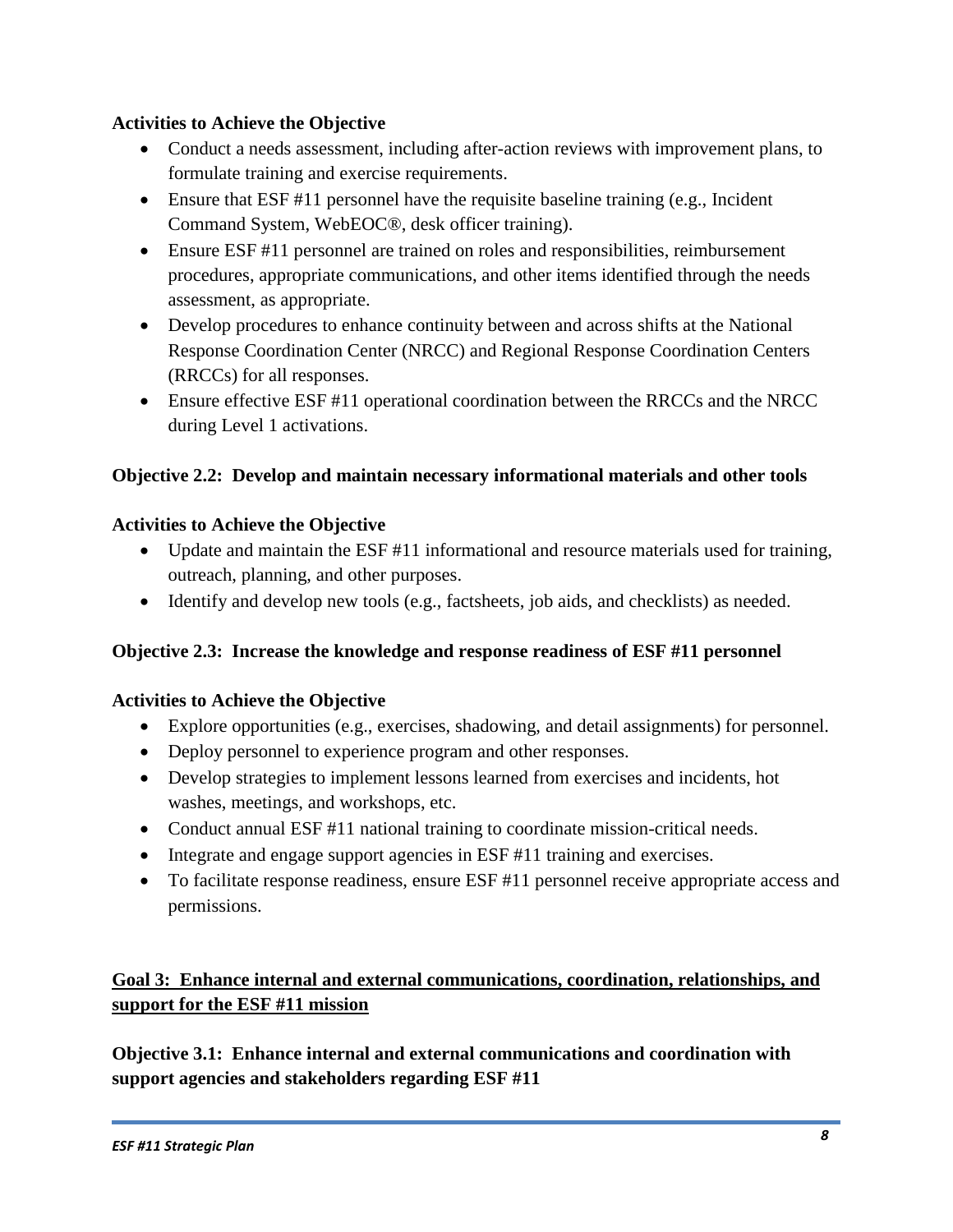**Activities to Achieve the Objective**

- Conduct a needs assessment, including after-action reviews with improvement plans, to formulate training and exercise requirements.
- Ensure that ESF #11 personnel have the requisite baseline training (e.g., Incident Command System, WebEOC®, desk officer training).
- Ensure ESF #11 personnel are trained on roles and responsibilities, reimbursement procedures, appropriate communications, and other items identified through the needs assessment, as appropriate.
- Develop procedures to enhance continuity between and across shifts at the National Response Coordination Center (NRCC) and Regional Response Coordination Centers (RRCCs) for all responses.
- Ensure effective ESF #11 operational coordination between the RRCCs and the NRCC during Level 1 activations.

**Objective 2.2: Develop and maintain necessary informational materials and other tools**

**Activities to Achieve the Objective**

- Update and maintain the ESF #11 informational and resource materials used for training, outreach, planning, and other purposes.
- Identify and develop new tools (e.g., factsheets, job aids, and checklists) as needed.

**Objective 2.3: Increase the knowledge and response readiness of ESF #11 personnel**

**Activities to Achieve the Objective**

- Explore opportunities (e.g., exercises, shadowing, and detail assignments) for personnel.
- Deploy personnel to experience program and other responses.
- Develop strategies to implement lessons learned from exercises and incidents, hot washes, meetings, and workshops, etc.
- Conduct annual ESF #11 national training to coordinate mission-critical needs.
- Integrate and engage support agencies in ESF #11 training and exercises.
- To facilitate response readiness, ensure ESF #11 personnel receive appropriate access and permissions.

## Goal 3: Enhance internal and external communications, coordination, relationships, and support for the ESF #11 mission

**Objective 3.1: Enhance internal and external communications and coordination with support agencies and stakeholders regarding ESF #11**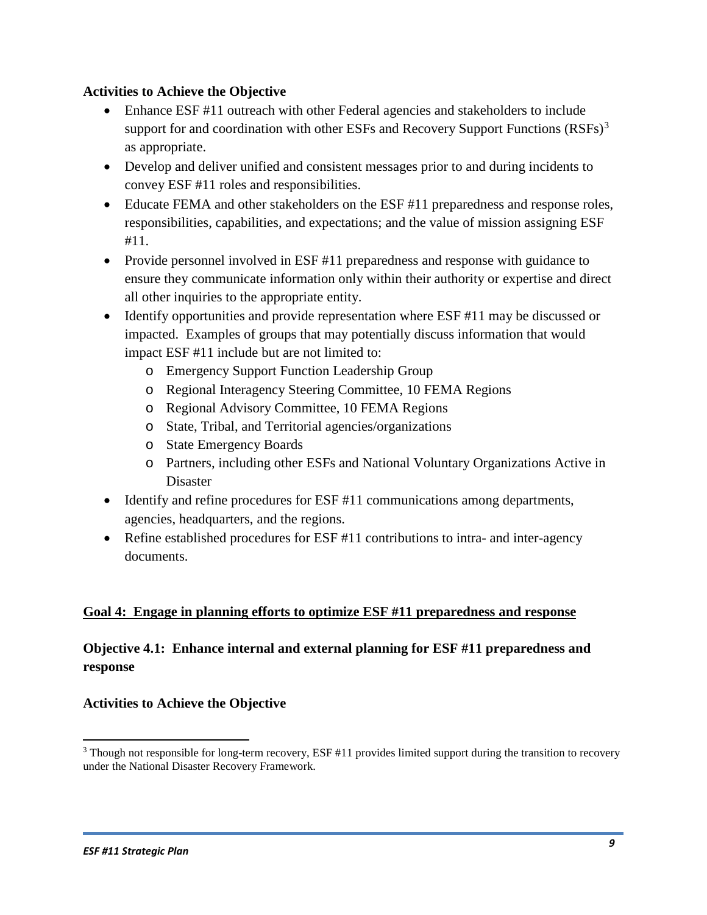### Activities to Achieve the Objective

- Enhance ESF #11 outreach with other Federal agencies and stakeholders to include support for and coordination with other ESFs and Recovery Support Functions (RSFs)[3] as appropriate.
- Develop and deliver unified and consistent messages prior to and during incidents to convey ESF #11 roles and responsibilities.
- Educate FEMA and other stakeholders on the ESF #11 preparedness and response roles, responsibilities, capabilities, and expectations; and the value of mission assigning ESF #11.
- Provide personnel involved in ESF #11 preparedness and response with guidance to ensure they communicate information only within their authority or expertise and direct all other inquiries to the appropriate entity.
- Identify opportunities and provide representation where ESF #11 may be discussed or impacted. Examples of groups that may potentially discuss information that would impact ESF #11 include but are not limited to:
    - Emergency Support Function Leadership Group
    - Regional Interagency Steering Committee, 10 FEMA Regions
    - Regional Advisory Committee, 10 FEMA Regions
    - State, Tribal, and Territorial agencies/organizations
    - State Emergency Boards
    - Partners, including other ESFs and National Voluntary Organizations Active in Disaster
- Identify and refine procedures for ESF #11 communications among departments, agencies, headquarters, and the regions.
- Refine established procedures for ESF #11 contributions to intra- and inter-agency documents.

## Goal 4: Engage in planning efforts to optimize ESF #11 preparedness and response

### Objective 4.1: Enhance internal and external planning for ESF #11 preparedness and response

### Activities to Achieve the Objective

[3] Though not responsible for long-term recovery, ESF #11 provides limited support during the transition to recovery under the National Disaster Recovery Framework.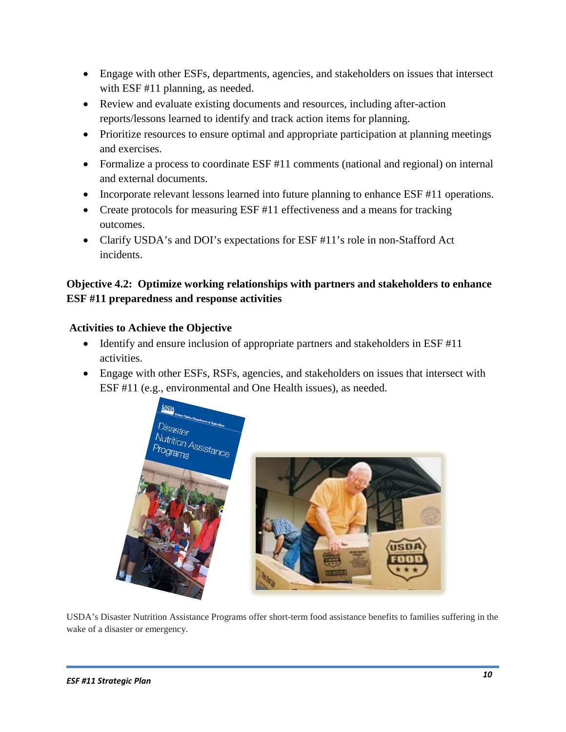- Engage with other ESFs, departments, agencies, and stakeholders on issues that intersect with ESF #11 planning, as needed.
- Review and evaluate existing documents and resources, including after-action reports/lessons learned to identify and track action items for planning.
- Prioritize resources to ensure optimal and appropriate participation at planning meetings and exercises.
- Formalize a process to coordinate ESF #11 comments (national and regional) on internal and external documents.
- Incorporate relevant lessons learned into future planning to enhance ESF #11 operations.
- Create protocols for measuring ESF #11 effectiveness and a means for tracking outcomes.
- Clarify USDA's and DOI's expectations for ESF #11's role in non-Stafford Act incidents.

**Objective 4.2: Optimize working relationships with partners and stakeholders to enhance ESF #11 preparedness and response activities**

**Activities to Achieve the Objective**

- Identify and ensure inclusion of appropriate partners and stakeholders in ESF #11 activities.
- Engage with other ESFs, RSFs, agencies, and stakeholders on issues that intersect with ESF #11 (e.g., environmental and One Health issues), as needed.

USDA's Disaster Nutrition Assistance Programs offer short-term food assistance benefits to families suffering in the wake of a disaster or emergency.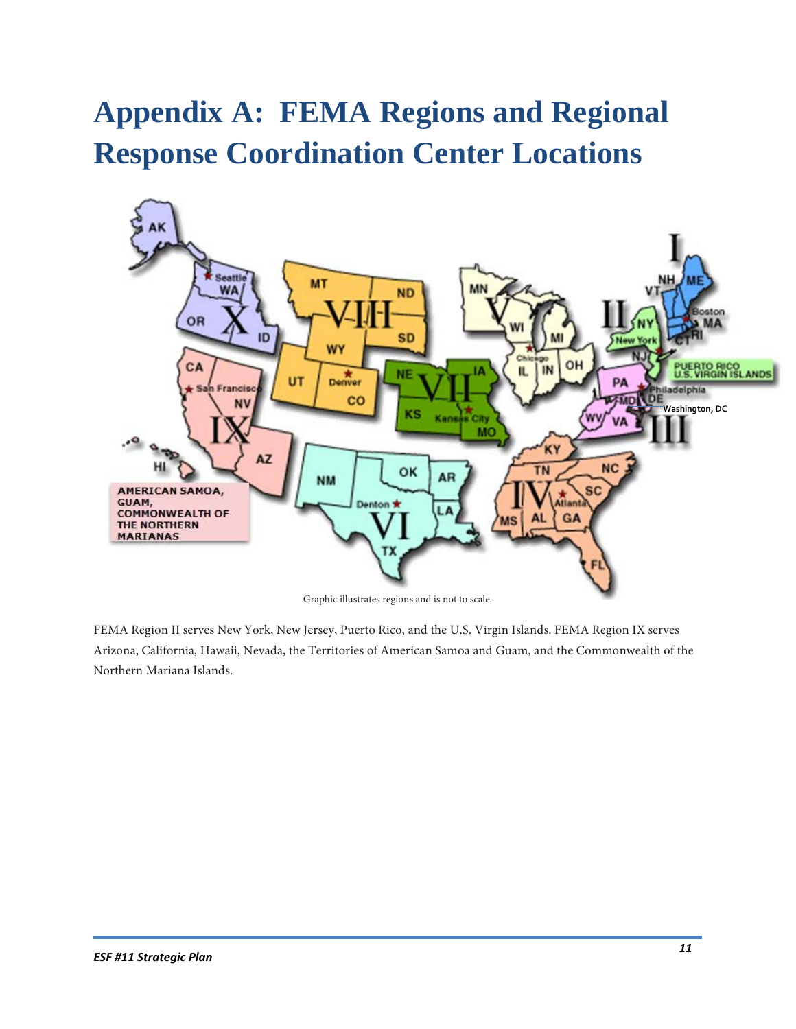# Appendix A: FEMA Regions and Regional Response Coordination Center Locations

Graphic illustrates regions and is not to scale.

FEMA Region II serves New York, New Jersey, Puerto Rico, and the U.S. Virgin Islands. FEMA Region IX serves Arizona, California, Hawaii, Nevada, the Territories of American Samoa and Guam, and the Commonwealth of the Northern Mariana Islands.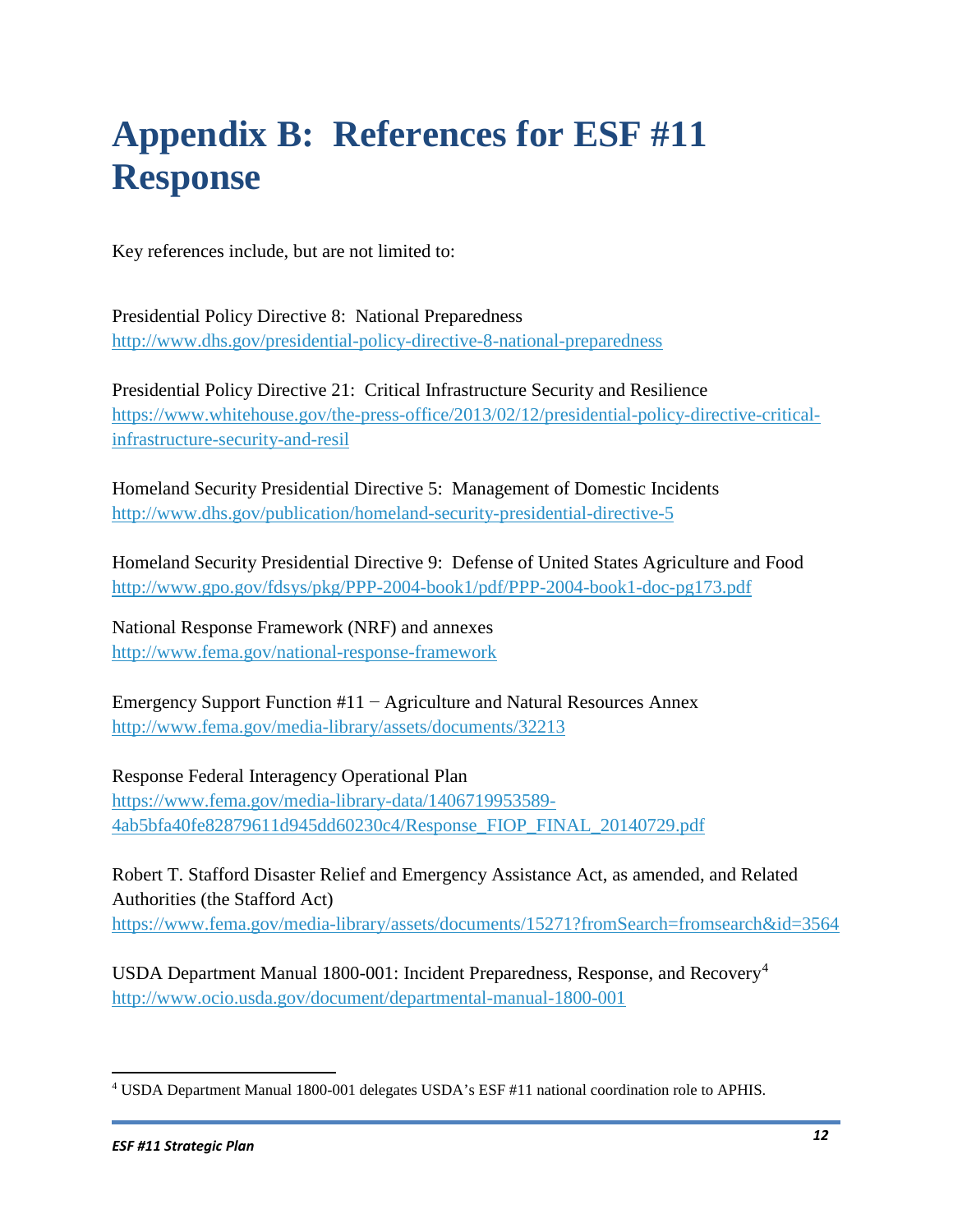# Appendix B: References for ESF #11 Response

Key references include, but are not limited to:

Presidential Policy Directive 8: National Preparedness
http://www.dhs.gov/presidential-policy-directive-8-national-preparedness

Presidential Policy Directive 21: Critical Infrastructure Security and Resilience
https://www.whitehouse.gov/the-press-office/2013/02/12/presidential-policy-directive-critical-infrastructure-security-and-resil

Homeland Security Presidential Directive 5: Management of Domestic Incidents
http://www.dhs.gov/publication/homeland-security-presidential-directive-5

Homeland Security Presidential Directive 9: Defense of United States Agriculture and Food
http://www.gpo.gov/fdsys/pkg/PPP-2004-book1/pdf/PPP-2004-book1-doc-pg173.pdf

National Response Framework (NRF) and annexes
http://www.fema.gov/national-response-framework

Emergency Support Function #11 − Agriculture and Natural Resources Annex
http://www.fema.gov/media-library/assets/documents/32213

Response Federal Interagency Operational Plan
https://www.fema.gov/media-library-data/1406719953589-4ab5bfa40fe82879611d945dd60230c4/Response_FIOP_FINAL_20140729.pdf

Robert T. Stafford Disaster Relief and Emergency Assistance Act, as amended, and Related Authorities (the Stafford Act)
https://www.fema.gov/media-library/assets/documents/15271?fromSearch=fromsearch&id=3564

USDA Department Manual 1800-001: Incident Preparedness, Response, and Recovery[4]
http://www.ocio.usda.gov/document/departmental-manual-1800-001

[4] USDA Department Manual 1800-001 delegates USDA's ESF #11 national coordination role to APHIS.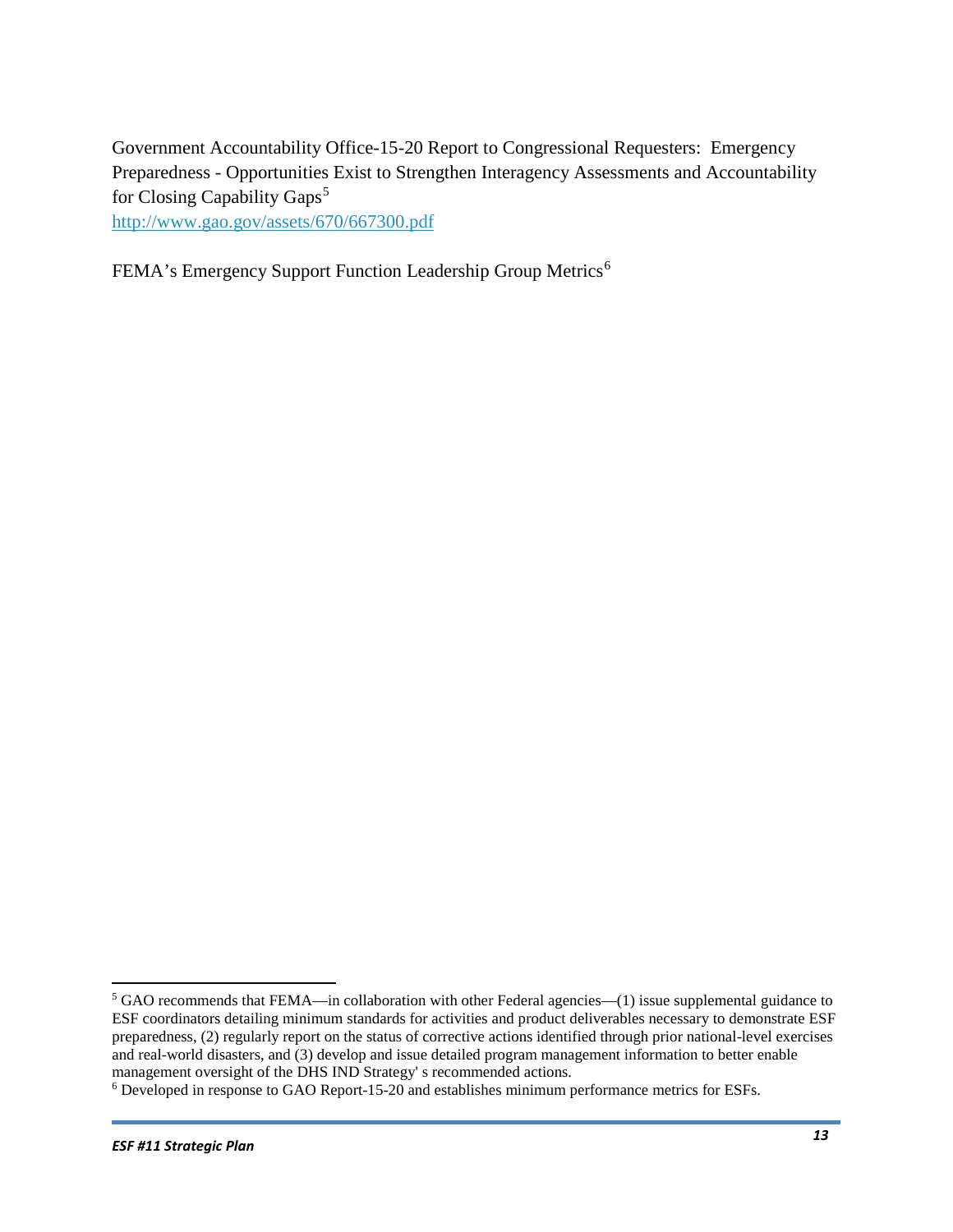Government Accountability Office-15-20 Report to Congressional Requesters: Emergency Preparedness - Opportunities Exist to Strengthen Interagency Assessments and Accountability for Closing Capability Gaps[5]
http://www.gao.gov/assets/670/667300.pdf

FEMA's Emergency Support Function Leadership Group Metrics[6]

[5] GAO recommends that FEMA—in collaboration with other Federal agencies—(1) issue supplemental guidance to ESF coordinators detailing minimum standards for activities and product deliverables necessary to demonstrate ESF preparedness, (2) regularly report on the status of corrective actions identified through prior national-level exercises and real-world disasters, and (3) develop and issue detailed program management information to better enable management oversight of the DHS IND Strategy' s recommended actions.

[6] Developed in response to GAO Report-15-20 and establishes minimum performance metrics for ESFs.